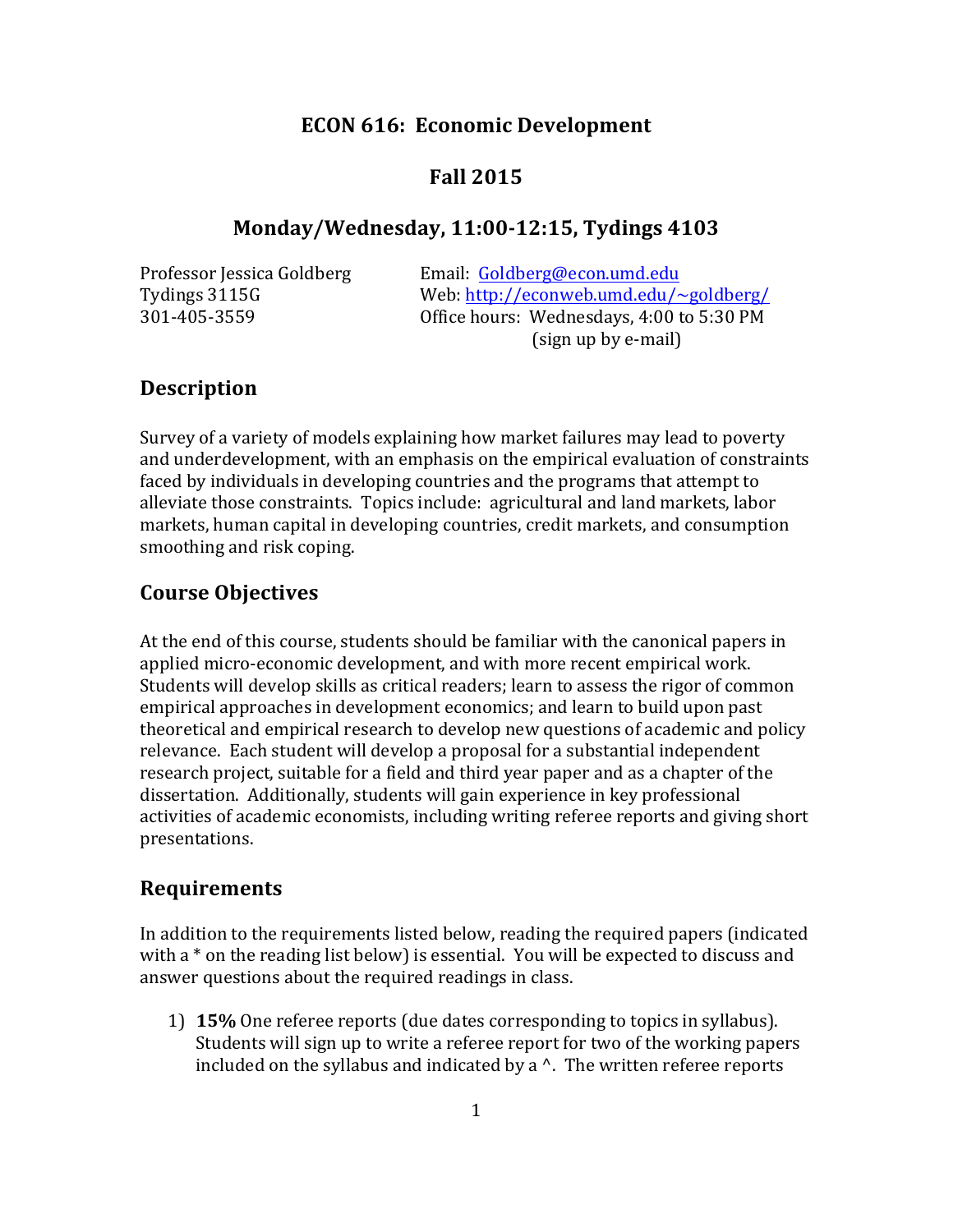# ECON 616: Economic Development

## Fall 2015

## Monday/Wednesday, 11:00-12:15, Tydings 4103

Professor Jessica Goldberg
Tydings 3115G
301-405-3559

Email: Goldberg@econ.umd.edu
Web: http://econweb.umd.edu/~goldberg/
Office hours: Wednesdays, 4:00 to 5:30 PM (sign up by e-mail)

## Description

Survey of a variety of models explaining how market failures may lead to poverty and underdevelopment, with an emphasis on the empirical evaluation of constraints faced by individuals in developing countries and the programs that attempt to alleviate those constraints. Topics include: agricultural and land markets, labor markets, human capital in developing countries, credit markets, and consumption smoothing and risk coping.

## Course Objectives

At the end of this course, students should be familiar with the canonical papers in applied micro-economic development, and with more recent empirical work. Students will develop skills as critical readers; learn to assess the rigor of common empirical approaches in development economics; and learn to build upon past theoretical and empirical research to develop new questions of academic and policy relevance. Each student will develop a proposal for a substantial independent research project, suitable for a field and third year paper and as a chapter of the dissertation. Additionally, students will gain experience in key professional activities of academic economists, including writing referee reports and giving short presentations.

## Requirements

In addition to the requirements listed below, reading the required papers (indicated with a * on the reading list below) is essential. You will be expected to discuss and answer questions about the required readings in class.

1) **15%** One referee reports (due dates corresponding to topics in syllabus). Students will sign up to write a referee report for two of the working papers included on the syllabus and indicated by a ^. The written referee reports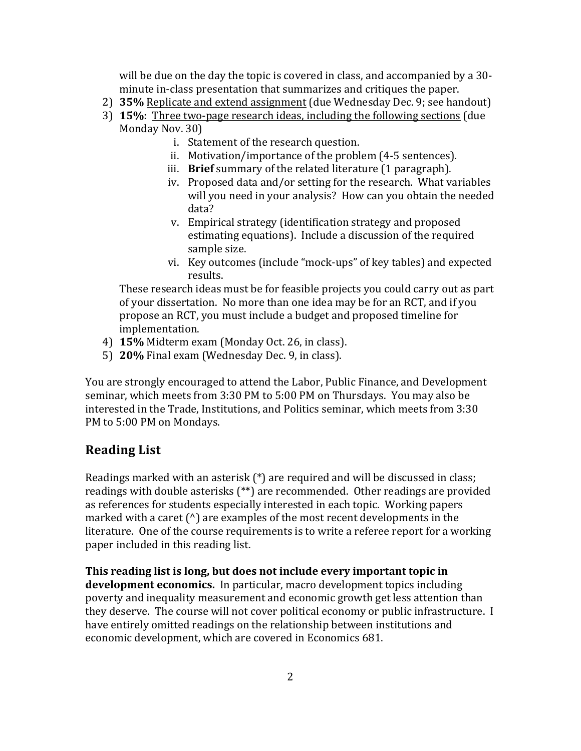will be due on the day the topic is covered in class, and accompanied by a 30-minute in-class presentation that summarizes and critiques the paper.

2) **35%** <u>Replicate and extend assignment</u> (due Wednesday Dec. 9; see handout)
3) **15%**: <u>Three two-page research ideas, including the following sections</u> (due Monday Nov. 30)
   i. Statement of the research question.
   ii. Motivation/importance of the problem (4-5 sentences).
   iii. **Brief** summary of the related literature (1 paragraph).
   iv. Proposed data and/or setting for the research. What variables will you need in your analysis? How can you obtain the needed data?
   v. Empirical strategy (identification strategy and proposed estimating equations). Include a discussion of the required sample size.
   vi. Key outcomes (include "mock-ups" of key tables) and expected results.

   These research ideas must be for feasible projects you could carry out as part of your dissertation. No more than one idea may be for an RCT, and if you propose an RCT, you must include a budget and proposed timeline for implementation.
4) **15%** Midterm exam (Monday Oct. 26, in class).
5) **20%** Final exam (Wednesday Dec. 9, in class).

You are strongly encouraged to attend the Labor, Public Finance, and Development seminar, which meets from 3:30 PM to 5:00 PM on Thursdays. You may also be interested in the Trade, Institutions, and Politics seminar, which meets from 3:30 PM to 5:00 PM on Mondays.

## Reading List

Readings marked with an asterisk (*) are required and will be discussed in class; readings with double asterisks (**) are recommended. Other readings are provided as references for students especially interested in each topic. Working papers marked with a caret (^) are examples of the most recent developments in the literature. One of the course requirements is to write a referee report for a working paper included in this reading list.

**This reading list is long, but does not include every important topic in development economics.** In particular, macro development topics including poverty and inequality measurement and economic growth get less attention than they deserve. The course will not cover political economy or public infrastructure. I have entirely omitted readings on the relationship between institutions and economic development, which are covered in Economics 681.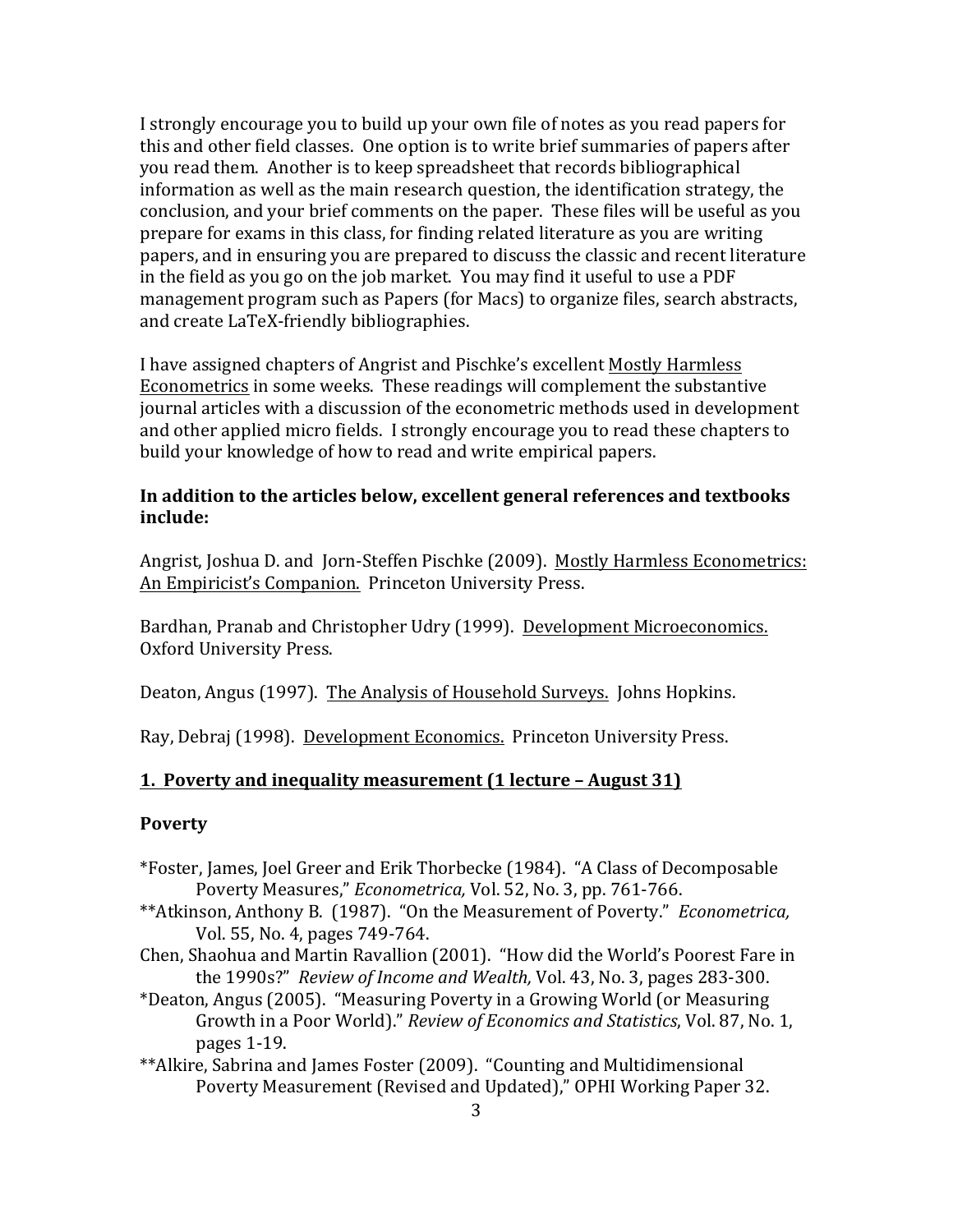I strongly encourage you to build up your own file of notes as you read papers for this and other field classes. One option is to write brief summaries of papers after you read them. Another is to keep spreadsheet that records bibliographical information as well as the main research question, the identification strategy, the conclusion, and your brief comments on the paper. These files will be useful as you prepare for exams in this class, for finding related literature as you are writing papers, and in ensuring you are prepared to discuss the classic and recent literature in the field as you go on the job market. You may find it useful to use a PDF management program such as Papers (for Macs) to organize files, search abstracts, and create LaTeX-friendly bibliographies.

I have assigned chapters of Angrist and Pischke's excellent Mostly Harmless Econometrics in some weeks. These readings will complement the substantive journal articles with a discussion of the econometric methods used in development and other applied micro fields. I strongly encourage you to read these chapters to build your knowledge of how to read and write empirical papers.

**In addition to the articles below, excellent general references and textbooks include:**

Angrist, Joshua D. and Jorn-Steffen Pischke (2009). Mostly Harmless Econometrics: An Empiricist's Companion. Princeton University Press.

Bardhan, Pranab and Christopher Udry (1999). Development Microeconomics. Oxford University Press.

Deaton, Angus (1997). The Analysis of Household Surveys. Johns Hopkins.

Ray, Debraj (1998). Development Economics. Princeton University Press.

## 1. Poverty and inequality measurement (1 lecture – August 31)

### Poverty

*Foster, James, Joel Greer and Erik Thorbecke (1984). "A Class of Decomposable Poverty Measures," *Econometrica,* Vol. 52, No. 3, pp. 761-766.

**Atkinson, Anthony B. (1987). "On the Measurement of Poverty." *Econometrica,* Vol. 55, No. 4, pages 749-764.

Chen, Shaohua and Martin Ravallion (2001). "How did the World's Poorest Fare in the 1990s?" *Review of Income and Wealth,* Vol. 43, No. 3, pages 283-300.

*Deaton, Angus (2005). "Measuring Poverty in a Growing World (or Measuring Growth in a Poor World)." *Review of Economics and Statistics*, Vol. 87, No. 1, pages 1-19.

**Alkire, Sabrina and James Foster (2009). "Counting and Multidimensional Poverty Measurement (Revised and Updated)," OPHI Working Paper 32.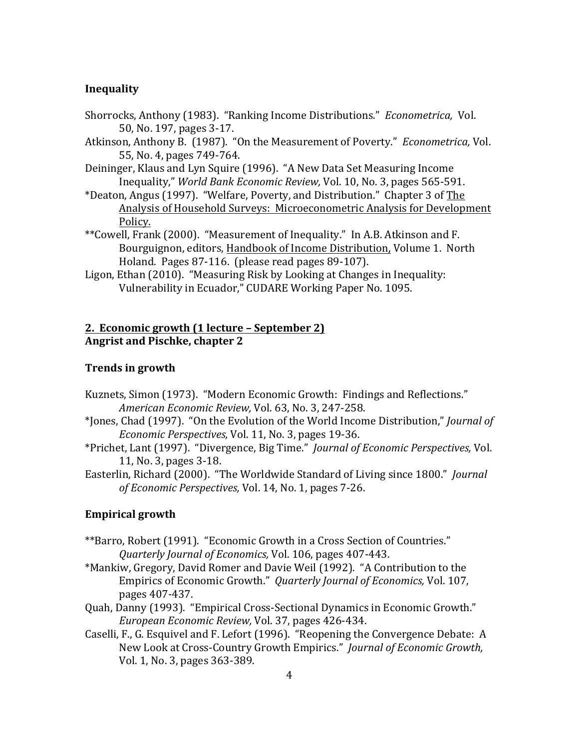### Inequality

Shorrocks, Anthony (1983). "Ranking Income Distributions." *Econometrica,* Vol. 50, No. 197, pages 3-17.

Atkinson, Anthony B. (1987). "On the Measurement of Poverty." *Econometrica,* Vol. 55, No. 4, pages 749-764.

Deininger, Klaus and Lyn Squire (1996). "A New Data Set Measuring Income Inequality," *World Bank Economic Review,* Vol. 10, No. 3, pages 565-591.

*Deaton, Angus (1997). "Welfare, Poverty, and Distribution." Chapter 3 of <u>The Analysis of Household Surveys: Microeconometric Analysis for Development Policy.</u>

**Cowell, Frank (2000). "Measurement of Inequality." In A.B. Atkinson and F. Bourguignon, editors, <u>Handbook of Income Distribution,</u> Volume 1. North Holand. Pages 87-116. (please read pages 89-107).

Ligon, Ethan (2010). "Measuring Risk by Looking at Changes in Inequality: Vulnerability in Ecuador," CUDARE Working Paper No. 1095.

## <u>2. Economic growth (1 lecture – September 2)</u>

**Angrist and Pischke, chapter 2**

### Trends in growth

Kuznets, Simon (1973). "Modern Economic Growth: Findings and Reflections." *American Economic Review,* Vol. 63, No. 3, 247-258.

*Jones, Chad (1997). "On the Evolution of the World Income Distribution," *Journal of Economic Perspectives,* Vol. 11, No. 3, pages 19-36.

*Prichet, Lant (1997). "Divergence, Big Time." *Journal of Economic Perspectives,* Vol. 11, No. 3, pages 3-18.

Easterlin, Richard (2000). "The Worldwide Standard of Living since 1800." *Journal of Economic Perspectives,* Vol. 14, No. 1, pages 7-26.

### Empirical growth

**Barro, Robert (1991). "Economic Growth in a Cross Section of Countries." *Quarterly Journal of Economics,* Vol. 106, pages 407-443.

*Mankiw, Gregory, David Romer and Davie Weil (1992). "A Contribution to the Empirics of Economic Growth." *Quarterly Journal of Economics,* Vol. 107, pages 407-437.

Quah, Danny (1993). "Empirical Cross-Sectional Dynamics in Economic Growth." *European Economic Review,* Vol. 37, pages 426-434.

Caselli, F., G. Esquivel and F. Lefort (1996). "Reopening the Convergence Debate: A New Look at Cross-Country Growth Empirics." *Journal of Economic Growth,* Vol. 1, No. 3, pages 363-389.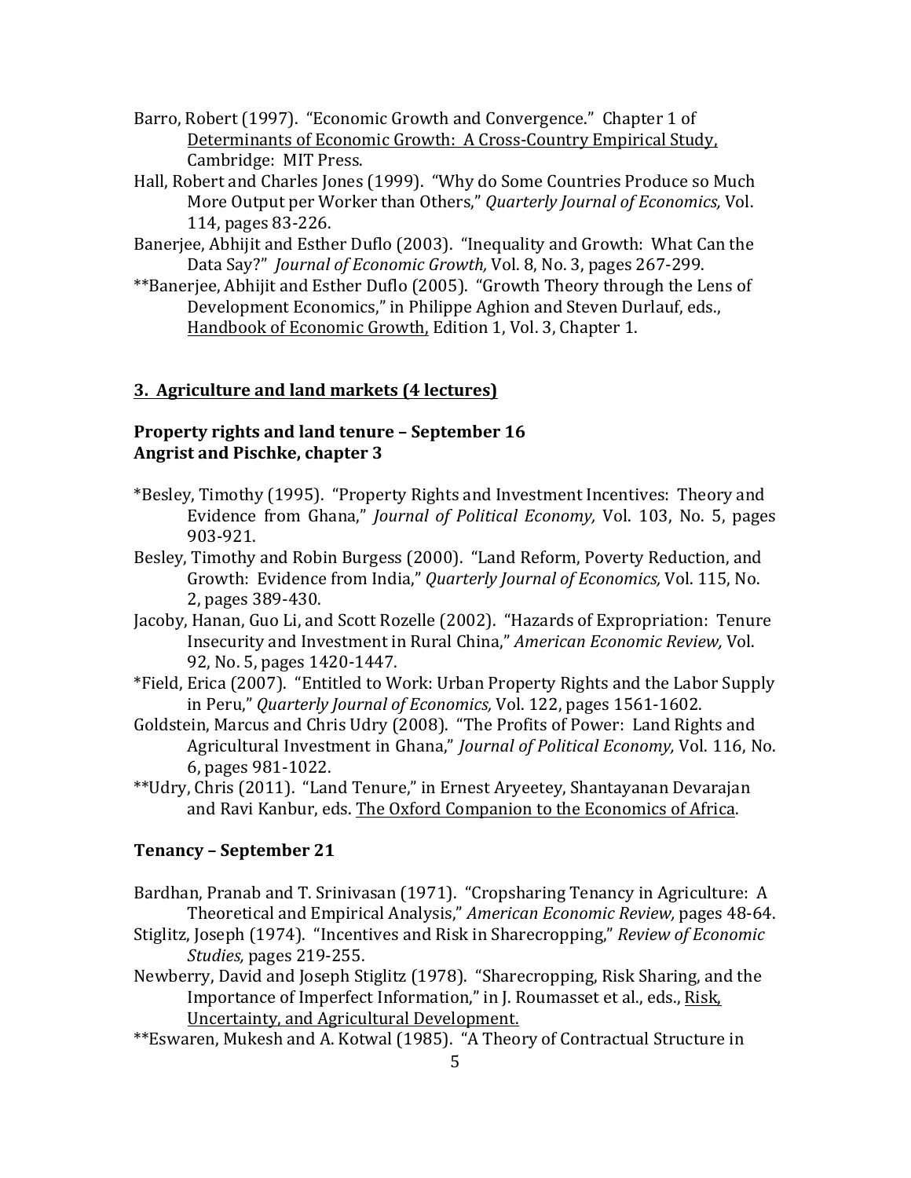Barro, Robert (1997). "Economic Growth and Convergence." Chapter 1 of <u>Determinants of Economic Growth: A Cross-Country Empirical Study,</u> Cambridge: MIT Press.

Hall, Robert and Charles Jones (1999). "Why do Some Countries Produce so Much More Output per Worker than Others," *Quarterly Journal of Economics,* Vol. 114, pages 83-226.

Banerjee, Abhijit and Esther Duflo (2003). "Inequality and Growth: What Can the Data Say?" *Journal of Economic Growth,* Vol. 8, No. 3, pages 267-299.

**Banerjee, Abhijit and Esther Duflo (2005). "Growth Theory through the Lens of Development Economics," in Philippe Aghion and Steven Durlauf, eds., <u>Handbook of Economic Growth,</u> Edition 1, Vol. 3, Chapter 1.

## <u>3. Agriculture and land markets (4 lectures)</u>

### Property rights and land tenure – September 16
### Angrist and Pischke, chapter 3

*Besley, Timothy (1995). "Property Rights and Investment Incentives: Theory and Evidence from Ghana," *Journal of Political Economy,* Vol. 103, No. 5, pages 903-921.

Besley, Timothy and Robin Burgess (2000). "Land Reform, Poverty Reduction, and Growth: Evidence from India," *Quarterly Journal of Economics,* Vol. 115, No. 2, pages 389-430.

Jacoby, Hanan, Guo Li, and Scott Rozelle (2002). "Hazards of Expropriation: Tenure Insecurity and Investment in Rural China," *American Economic Review,* Vol. 92, No. 5, pages 1420-1447.

*Field, Erica (2007). "Entitled to Work: Urban Property Rights and the Labor Supply in Peru," *Quarterly Journal of Economics,* Vol. 122, pages 1561-1602.

Goldstein, Marcus and Chris Udry (2008). "The Profits of Power: Land Rights and Agricultural Investment in Ghana," *Journal of Political Economy,* Vol. 116, No. 6, pages 981-1022.

**Udry, Chris (2011). "Land Tenure," in Ernest Aryeetey, Shantayanan Devarajan and Ravi Kanbur, eds. <u>The Oxford Companion to the Economics of Africa</u>.

### Tenancy – September 21

Bardhan, Pranab and T. Srinivasan (1971). "Cropsharing Tenancy in Agriculture: A Theoretical and Empirical Analysis," *American Economic Review,* pages 48-64.

Stiglitz, Joseph (1974). "Incentives and Risk in Sharecropping," *Review of Economic Studies,* pages 219-255.

Newberry, David and Joseph Stiglitz (1978). "Sharecropping, Risk Sharing, and the Importance of Imperfect Information," in J. Roumasset et al., eds., <u>Risk, Uncertainty, and Agricultural Development.</u>

**Eswaren, Mukesh and A. Kotwal (1985). "A Theory of Contractual Structure in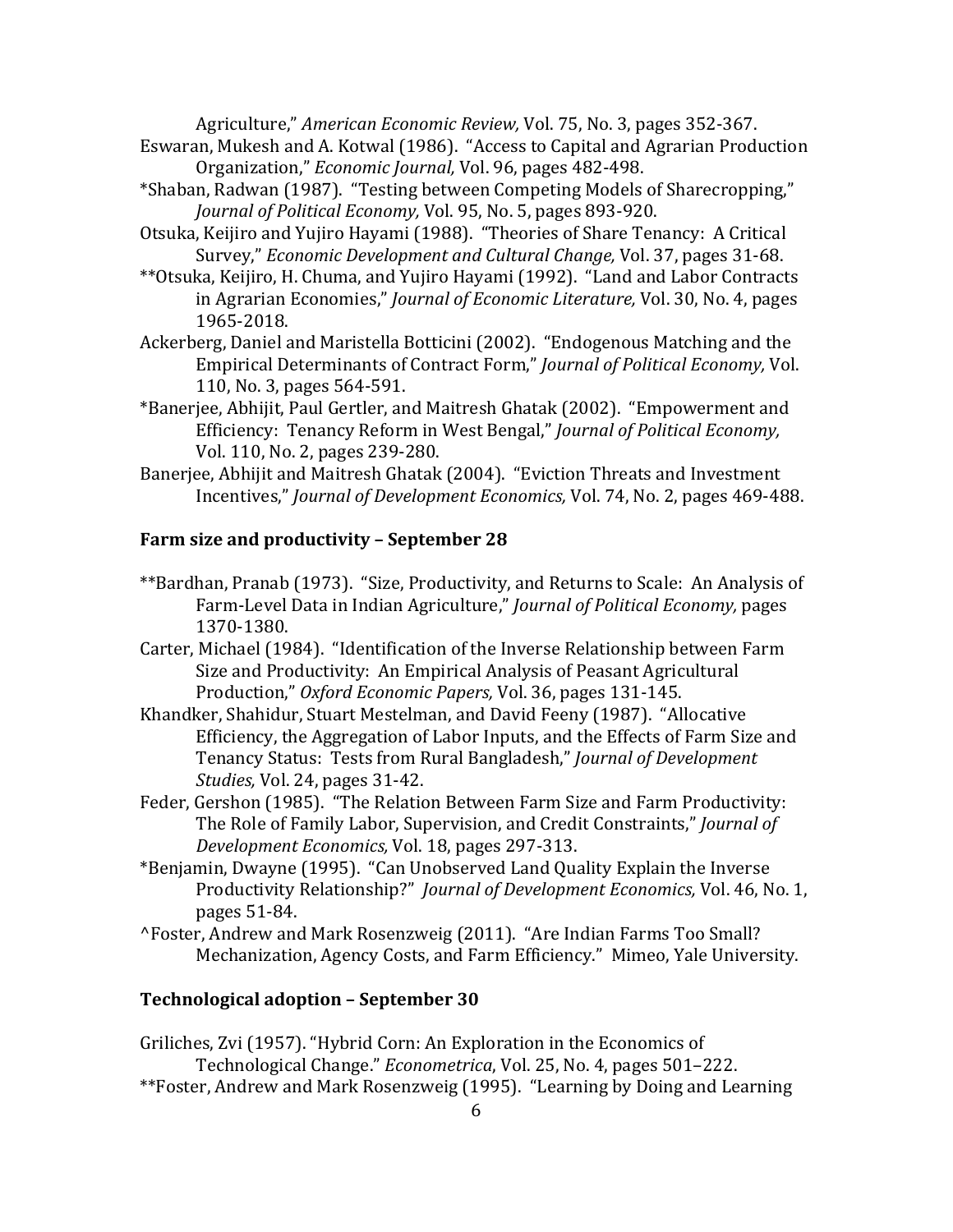Agriculture," *American Economic Review,* Vol. 75, No. 3, pages 352-367.

Eswaran, Mukesh and A. Kotwal (1986). "Access to Capital and Agrarian Production Organization," *Economic Journal,* Vol. 96, pages 482-498.

*Shaban, Radwan (1987). "Testing between Competing Models of Sharecropping," *Journal of Political Economy,* Vol. 95, No. 5, pages 893-920.

Otsuka, Keijiro and Yujiro Hayami (1988). "Theories of Share Tenancy: A Critical Survey," *Economic Development and Cultural Change,* Vol. 37, pages 31-68.

**Otsuka, Keijiro, H. Chuma, and Yujiro Hayami (1992). "Land and Labor Contracts in Agrarian Economies," *Journal of Economic Literature,* Vol. 30, No. 4, pages 1965-2018.

Ackerberg, Daniel and Maristella Botticini (2002). "Endogenous Matching and the Empirical Determinants of Contract Form," *Journal of Political Economy,* Vol. 110, No. 3, pages 564-591.

*Banerjee, Abhijit, Paul Gertler, and Maitresh Ghatak (2002). "Empowerment and Efficiency: Tenancy Reform in West Bengal," *Journal of Political Economy,* Vol. 110, No. 2, pages 239-280.

Banerjee, Abhijit and Maitresh Ghatak (2004). "Eviction Threats and Investment Incentives," *Journal of Development Economics,* Vol. 74, No. 2, pages 469-488.

### Farm size and productivity – September 28

**Bardhan, Pranab (1973). "Size, Productivity, and Returns to Scale: An Analysis of Farm-Level Data in Indian Agriculture," *Journal of Political Economy,* pages 1370-1380.

Carter, Michael (1984). "Identification of the Inverse Relationship between Farm Size and Productivity: An Empirical Analysis of Peasant Agricultural Production," *Oxford Economic Papers,* Vol. 36, pages 131-145.

Khandker, Shahidur, Stuart Mestelman, and David Feeny (1987). "Allocative Efficiency, the Aggregation of Labor Inputs, and the Effects of Farm Size and Tenancy Status: Tests from Rural Bangladesh," *Journal of Development Studies,* Vol. 24, pages 31-42.

Feder, Gershon (1985). "The Relation Between Farm Size and Farm Productivity: The Role of Family Labor, Supervision, and Credit Constraints," *Journal of Development Economics,* Vol. 18, pages 297-313.

*Benjamin, Dwayne (1995). "Can Unobserved Land Quality Explain the Inverse Productivity Relationship?" *Journal of Development Economics,* Vol. 46, No. 1, pages 51-84.

^Foster, Andrew and Mark Rosenzweig (2011). "Are Indian Farms Too Small? Mechanization, Agency Costs, and Farm Efficiency." Mimeo, Yale University.

### Technological adoption – September 30

Griliches, Zvi (1957). "Hybrid Corn: An Exploration in the Economics of Technological Change." *Econometrica*, Vol. 25, No. 4, pages 501–222.

**Foster, Andrew and Mark Rosenzweig (1995). "Learning by Doing and Learning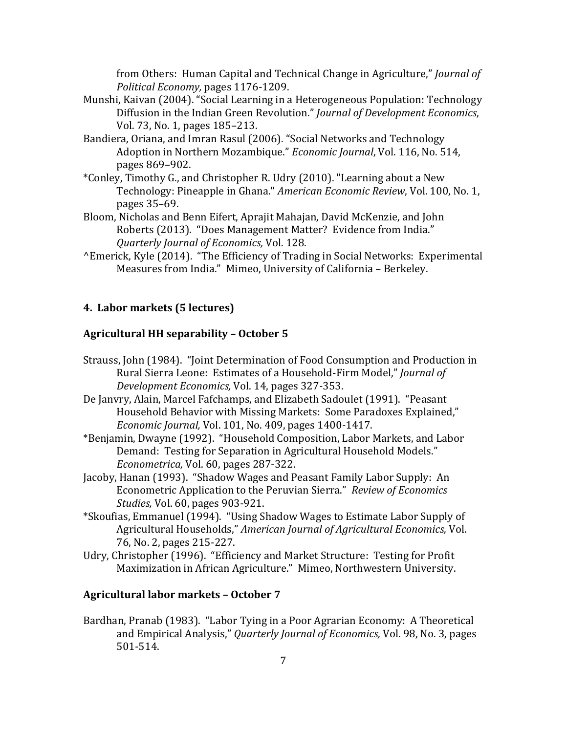from Others: Human Capital and Technical Change in Agriculture," *Journal of Political Economy,* pages 1176-1209.

Munshi, Kaivan (2004). "Social Learning in a Heterogeneous Population: Technology Diffusion in the Indian Green Revolution." *Journal of Development Economics*, Vol. 73, No. 1, pages 185–213.

Bandiera, Oriana, and Imran Rasul (2006). "Social Networks and Technology Adoption in Northern Mozambique." *Economic Journal*, Vol. 116, No. 514, pages 869–902.

*Conley, Timothy G., and Christopher R. Udry (2010). "Learning about a New Technology: Pineapple in Ghana." *American Economic Review*, Vol. 100, No. 1, pages 35–69.

Bloom, Nicholas and Benn Eifert, Aprajit Mahajan, David McKenzie, and John Roberts (2013). "Does Management Matter? Evidence from India." *Quarterly Journal of Economics,* Vol. 128.

^Emerick, Kyle (2014). "The Efficiency of Trading in Social Networks: Experimental Measures from India." Mimeo, University of California – Berkeley.

## 4. Labor markets (5 lectures)

### Agricultural HH separability – October 5

Strauss, John (1984). "Joint Determination of Food Consumption and Production in Rural Sierra Leone: Estimates of a Household-Firm Model," *Journal of Development Economics,* Vol. 14, pages 327-353.

De Janvry, Alain, Marcel Fafchamps, and Elizabeth Sadoulet (1991). "Peasant Household Behavior with Missing Markets: Some Paradoxes Explained," *Economic Journal,* Vol. 101, No. 409, pages 1400-1417.

*Benjamin, Dwayne (1992). "Household Composition, Labor Markets, and Labor Demand: Testing for Separation in Agricultural Household Models." *Econometrica,* Vol. 60, pages 287-322.

Jacoby, Hanan (1993). "Shadow Wages and Peasant Family Labor Supply: An Econometric Application to the Peruvian Sierra." *Review of Economics Studies,* Vol. 60, pages 903-921.

*Skoufias, Emmanuel (1994). "Using Shadow Wages to Estimate Labor Supply of Agricultural Households," *American Journal of Agricultural Economics,* Vol. 76, No. 2, pages 215-227.

Udry, Christopher (1996). "Efficiency and Market Structure: Testing for Profit Maximization in African Agriculture." Mimeo, Northwestern University.

### Agricultural labor markets – October 7

Bardhan, Pranab (1983). "Labor Tying in a Poor Agrarian Economy: A Theoretical and Empirical Analysis," *Quarterly Journal of Economics,* Vol. 98, No. 3, pages 501-514.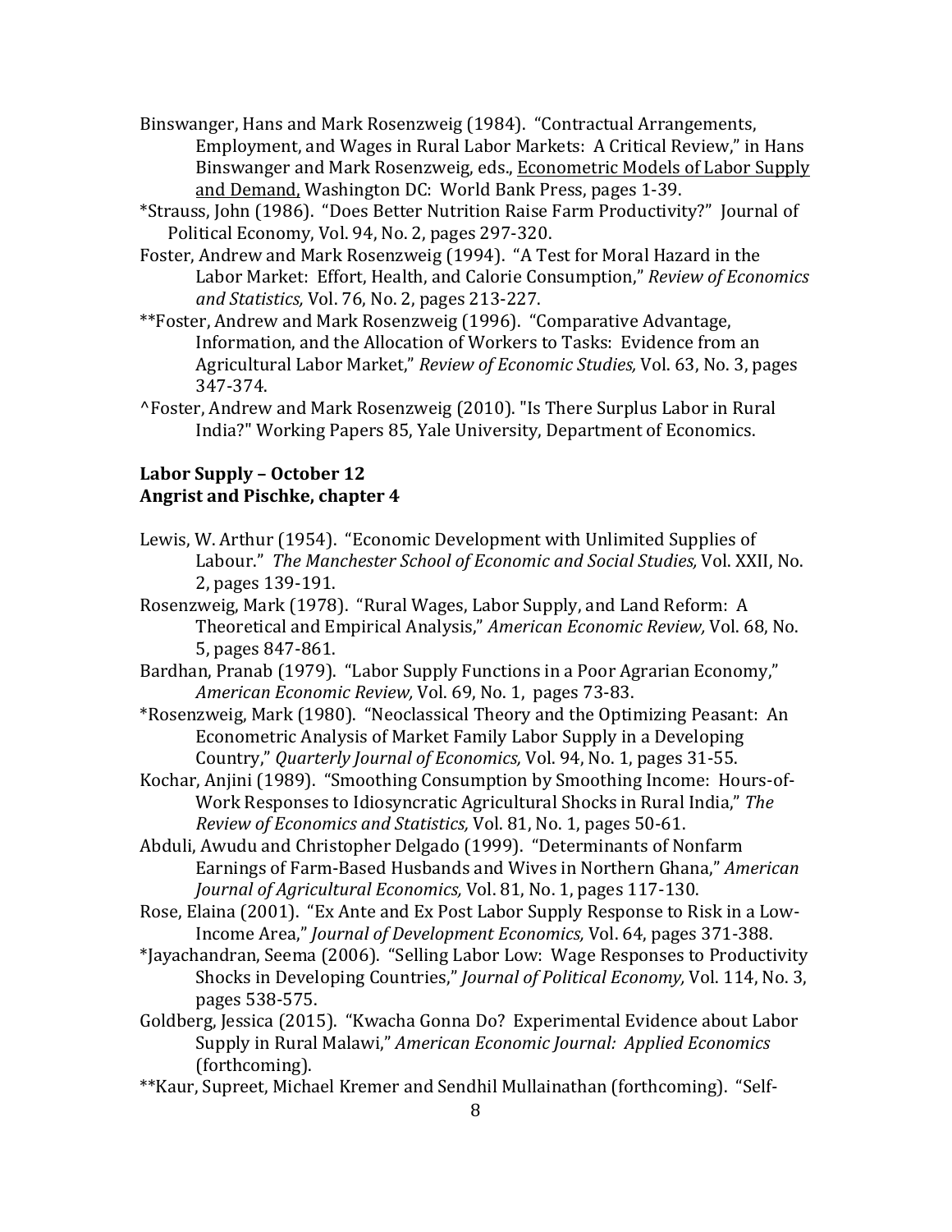Binswanger, Hans and Mark Rosenzweig (1984). "Contractual Arrangements, Employment, and Wages in Rural Labor Markets: A Critical Review," in Hans Binswanger and Mark Rosenzweig, eds., Econometric Models of Labor Supply and Demand, Washington DC: World Bank Press, pages 1-39.

*Strauss, John (1986). "Does Better Nutrition Raise Farm Productivity?" Journal of Political Economy, Vol. 94, No. 2, pages 297-320.

Foster, Andrew and Mark Rosenzweig (1994). "A Test for Moral Hazard in the Labor Market: Effort, Health, and Calorie Consumption," *Review of Economics and Statistics,* Vol. 76, No. 2, pages 213-227.

**Foster, Andrew and Mark Rosenzweig (1996). "Comparative Advantage, Information, and the Allocation of Workers to Tasks: Evidence from an Agricultural Labor Market," *Review of Economic Studies,* Vol. 63, No. 3, pages 347-374.

^Foster, Andrew and Mark Rosenzweig (2010). "Is There Surplus Labor in Rural India?" Working Papers 85, Yale University, Department of Economics.

**Labor Supply – October 12**
**Angrist and Pischke, chapter 4**

Lewis, W. Arthur (1954). "Economic Development with Unlimited Supplies of Labour." *The Manchester School of Economic and Social Studies,* Vol. XXII, No. 2, pages 139-191.

Rosenzweig, Mark (1978). "Rural Wages, Labor Supply, and Land Reform: A Theoretical and Empirical Analysis," *American Economic Review,* Vol. 68, No. 5, pages 847-861.

Bardhan, Pranab (1979). "Labor Supply Functions in a Poor Agrarian Economy," *American Economic Review,* Vol. 69, No. 1, pages 73-83.

*Rosenzweig, Mark (1980). "Neoclassical Theory and the Optimizing Peasant: An Econometric Analysis of Market Family Labor Supply in a Developing Country," *Quarterly Journal of Economics,* Vol. 94, No. 1, pages 31-55.

Kochar, Anjini (1989). "Smoothing Consumption by Smoothing Income: Hours-of-Work Responses to Idiosyncratic Agricultural Shocks in Rural India," *The Review of Economics and Statistics,* Vol. 81, No. 1, pages 50-61.

Abduli, Awudu and Christopher Delgado (1999). "Determinants of Nonfarm Earnings of Farm-Based Husbands and Wives in Northern Ghana," *American Journal of Agricultural Economics,* Vol. 81, No. 1, pages 117-130.

Rose, Elaina (2001). "Ex Ante and Ex Post Labor Supply Response to Risk in a Low-Income Area," *Journal of Development Economics,* Vol. 64, pages 371-388.

*Jayachandran, Seema (2006). "Selling Labor Low: Wage Responses to Productivity Shocks in Developing Countries," *Journal of Political Economy,* Vol. 114, No. 3, pages 538-575.

Goldberg, Jessica (2015). "Kwacha Gonna Do? Experimental Evidence about Labor Supply in Rural Malawi," *American Economic Journal: Applied Economics* (forthcoming).

**Kaur, Supreet, Michael Kremer and Sendhil Mullainathan (forthcoming). "Self-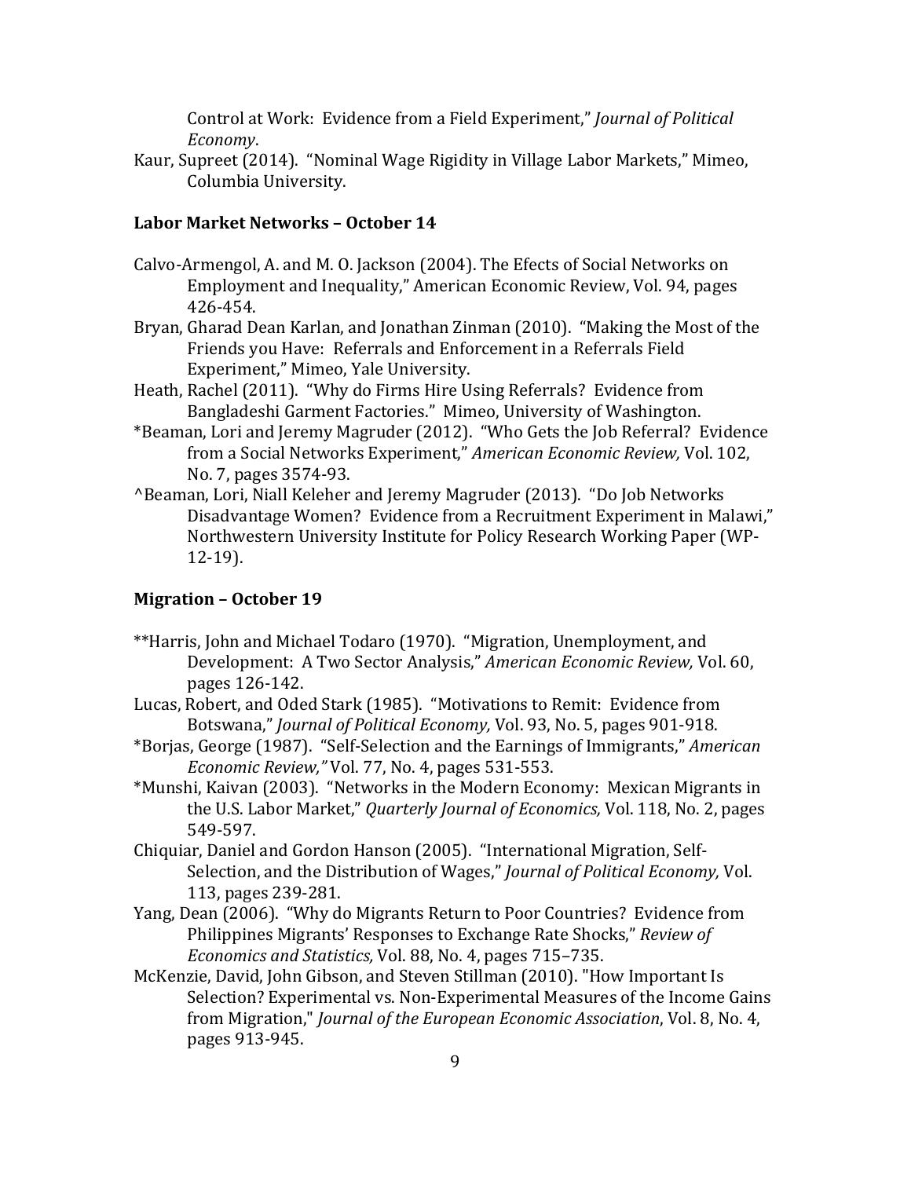Control at Work: Evidence from a Field Experiment," *Journal of Political Economy*.

Kaur, Supreet (2014). "Nominal Wage Rigidity in Village Labor Markets," Mimeo, Columbia University.

### Labor Market Networks – October 14

Calvo-Armengol, A. and M. O. Jackson (2004). The Efects of Social Networks on Employment and Inequality," American Economic Review, Vol. 94, pages 426-454.

Bryan, Gharad Dean Karlan, and Jonathan Zinman (2010). "Making the Most of the Friends you Have: Referrals and Enforcement in a Referrals Field Experiment," Mimeo, Yale University.

Heath, Rachel (2011). "Why do Firms Hire Using Referrals? Evidence from Bangladeshi Garment Factories." Mimeo, University of Washington.

*Beaman, Lori and Jeremy Magruder (2012). "Who Gets the Job Referral? Evidence from a Social Networks Experiment," *American Economic Review,* Vol. 102, No. 7, pages 3574-93.

^Beaman, Lori, Niall Keleher and Jeremy Magruder (2013). "Do Job Networks Disadvantage Women? Evidence from a Recruitment Experiment in Malawi," Northwestern University Institute for Policy Research Working Paper (WP-12-19).

### Migration – October 19

**Harris, John and Michael Todaro (1970). "Migration, Unemployment, and Development: A Two Sector Analysis," *American Economic Review,* Vol. 60, pages 126-142.

Lucas, Robert, and Oded Stark (1985). "Motivations to Remit: Evidence from Botswana," *Journal of Political Economy,* Vol. 93, No. 5, pages 901-918.

*Borjas, George (1987). "Self-Selection and the Earnings of Immigrants," *American Economic Review,"* Vol. 77, No. 4, pages 531-553.

*Munshi, Kaivan (2003). "Networks in the Modern Economy: Mexican Migrants in the U.S. Labor Market," *Quarterly Journal of Economics,* Vol. 118, No. 2, pages 549-597.

Chiquiar, Daniel and Gordon Hanson (2005). "International Migration, Self-Selection, and the Distribution of Wages," *Journal of Political Economy,* Vol. 113, pages 239-281.

Yang, Dean (2006). "Why do Migrants Return to Poor Countries? Evidence from Philippines Migrants' Responses to Exchange Rate Shocks," *Review of Economics and Statistics,* Vol. 88, No. 4, pages 715–735.

McKenzie, David, John Gibson, and Steven Stillman (2010). "How Important Is Selection? Experimental vs. Non-Experimental Measures of the Income Gains from Migration," *Journal of the European Economic Association*, Vol. 8, No. 4, pages 913-945.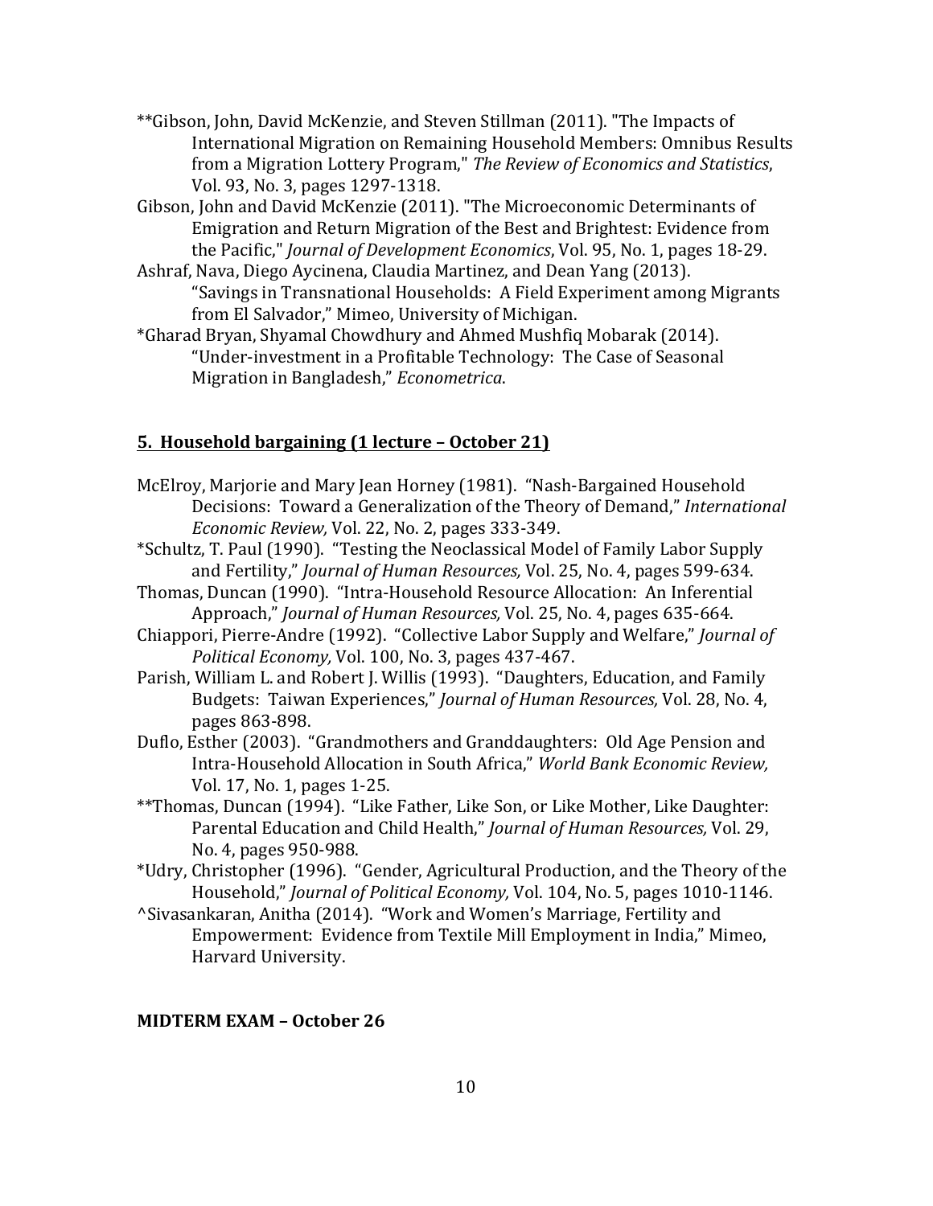**Gibson, John, David McKenzie, and Steven Stillman (2011). "The Impacts of International Migration on Remaining Household Members: Omnibus Results from a Migration Lottery Program," *The Review of Economics and Statistics*, Vol. 93, No. 3, pages 1297-1318.

Gibson, John and David McKenzie (2011). "The Microeconomic Determinants of Emigration and Return Migration of the Best and Brightest: Evidence from the Pacific," *Journal of Development Economics*, Vol. 95, No. 1, pages 18-29.

Ashraf, Nava, Diego Aycinena, Claudia Martinez, and Dean Yang (2013). "Savings in Transnational Households: A Field Experiment among Migrants from El Salvador," Mimeo, University of Michigan.

*Gharad Bryan, Shyamal Chowdhury and Ahmed Mushfiq Mobarak (2014). "Under-investment in a Profitable Technology: The Case of Seasonal Migration in Bangladesh," *Econometrica*.

## 5. Household bargaining (1 lecture – October 21)

McElroy, Marjorie and Mary Jean Horney (1981). "Nash-Bargained Household Decisions: Toward a Generalization of the Theory of Demand," *International Economic Review,* Vol. 22, No. 2, pages 333-349.

*Schultz, T. Paul (1990). "Testing the Neoclassical Model of Family Labor Supply and Fertility," *Journal of Human Resources,* Vol. 25, No. 4, pages 599-634.

Thomas, Duncan (1990). "Intra-Household Resource Allocation: An Inferential Approach," *Journal of Human Resources,* Vol. 25, No. 4, pages 635-664.

Chiappori, Pierre-Andre (1992). "Collective Labor Supply and Welfare," *Journal of Political Economy,* Vol. 100, No. 3, pages 437-467.

Parish, William L. and Robert J. Willis (1993). "Daughters, Education, and Family Budgets: Taiwan Experiences," *Journal of Human Resources,* Vol. 28, No. 4, pages 863-898.

Duflo, Esther (2003). "Grandmothers and Granddaughters: Old Age Pension and Intra-Household Allocation in South Africa," *World Bank Economic Review,* Vol. 17, No. 1, pages 1-25.

**Thomas, Duncan (1994). "Like Father, Like Son, or Like Mother, Like Daughter: Parental Education and Child Health," *Journal of Human Resources,* Vol. 29, No. 4, pages 950-988.

*Udry, Christopher (1996). "Gender, Agricultural Production, and the Theory of the Household," *Journal of Political Economy,* Vol. 104, No. 5, pages 1010-1146.

^Sivasankaran, Anitha (2014). "Work and Women's Marriage, Fertility and Empowerment: Evidence from Textile Mill Employment in India," Mimeo, Harvard University.

**MIDTERM EXAM – October 26**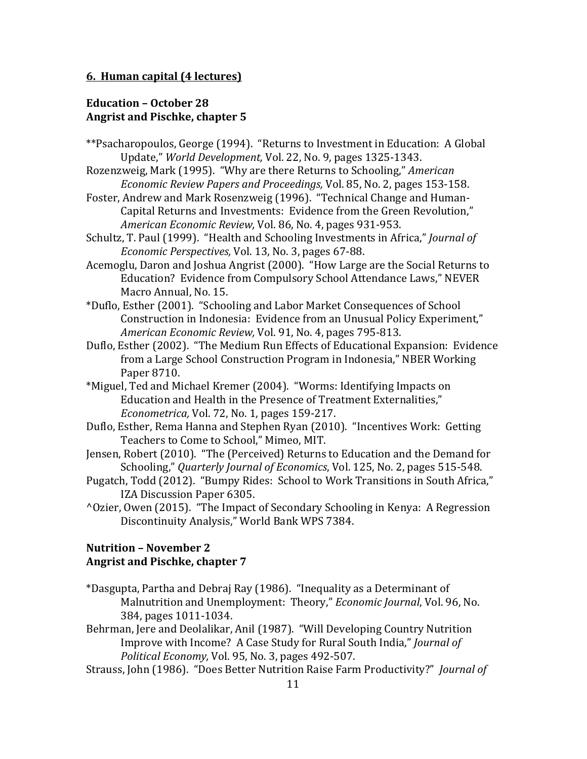**6. Human capital (4 lectures)**

**Education – October 28**
**Angrist and Pischke, chapter 5**

**Psacharopoulos, George (1994). "Returns to Investment in Education: A Global Update," *World Development,* Vol. 22, No. 9, pages 1325-1343.

Rozenzweig, Mark (1995). "Why are there Returns to Schooling," *American Economic Review Papers and Proceedings,* Vol. 85, No. 2, pages 153-158.

Foster, Andrew and Mark Rosenzweig (1996). "Technical Change and Human-Capital Returns and Investments: Evidence from the Green Revolution," *American Economic Review,* Vol. 86, No. 4, pages 931-953.

Schultz, T. Paul (1999). "Health and Schooling Investments in Africa," *Journal of Economic Perspectives,* Vol. 13, No. 3, pages 67-88.

Acemoglu, Daron and Joshua Angrist (2000). "How Large are the Social Returns to Education? Evidence from Compulsory School Attendance Laws," NEVER Macro Annual, No. 15.

*Duflo, Esther (2001). "Schooling and Labor Market Consequences of School Construction in Indonesia: Evidence from an Unusual Policy Experiment," *American Economic Review,* Vol. 91, No. 4, pages 795-813.

Duflo, Esther (2002). "The Medium Run Effects of Educational Expansion: Evidence from a Large School Construction Program in Indonesia," NBER Working Paper 8710.

*Miguel, Ted and Michael Kremer (2004). "Worms: Identifying Impacts on Education and Health in the Presence of Treatment Externalities," *Econometrica,* Vol. 72, No. 1, pages 159-217.

Duflo, Esther, Rema Hanna and Stephen Ryan (2010). "Incentives Work: Getting Teachers to Come to School," Mimeo, MIT.

Jensen, Robert (2010). "The (Perceived) Returns to Education and the Demand for Schooling," *Quarterly Journal of Economics*, Vol. 125, No. 2, pages 515-548.

Pugatch, Todd (2012). "Bumpy Rides: School to Work Transitions in South Africa," IZA Discussion Paper 6305.

^Ozier, Owen (2015). "The Impact of Secondary Schooling in Kenya: A Regression Discontinuity Analysis," World Bank WPS 7384.

**Nutrition – November 2**
**Angrist and Pischke, chapter 7**

*Dasgupta, Partha and Debraj Ray (1986). "Inequality as a Determinant of Malnutrition and Unemployment: Theory," *Economic Journal*, Vol. 96, No. 384, pages 1011-1034.

Behrman, Jere and Deolalikar, Anil (1987). "Will Developing Country Nutrition Improve with Income? A Case Study for Rural South India," *Journal of Political Economy,* Vol. 95, No. 3, pages 492-507.

Strauss, John (1986). "Does Better Nutrition Raise Farm Productivity?" *Journal of*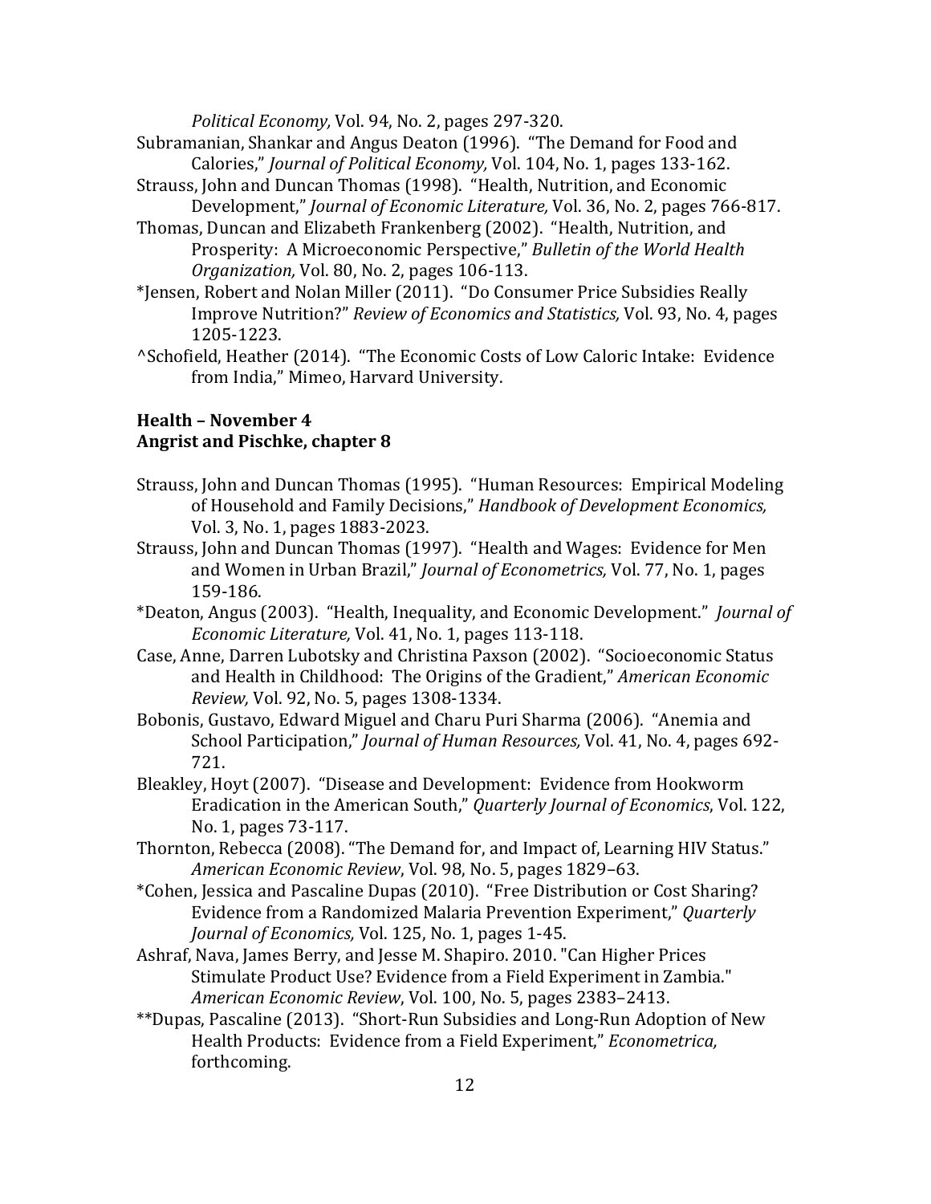*Political Economy,* Vol. 94, No. 2, pages 297-320.

Subramanian, Shankar and Angus Deaton (1996). "The Demand for Food and Calories," *Journal of Political Economy,* Vol. 104, No. 1, pages 133-162.

Strauss, John and Duncan Thomas (1998). "Health, Nutrition, and Economic Development," *Journal of Economic Literature,* Vol. 36, No. 2, pages 766-817.

Thomas, Duncan and Elizabeth Frankenberg (2002). "Health, Nutrition, and Prosperity: A Microeconomic Perspective," *Bulletin of the World Health Organization,* Vol. 80, No. 2, pages 106-113.

*Jensen, Robert and Nolan Miller (2011). "Do Consumer Price Subsidies Really Improve Nutrition?" *Review of Economics and Statistics,* Vol. 93, No. 4, pages 1205-1223.

^Schofield, Heather (2014). "The Economic Costs of Low Caloric Intake: Evidence from India," Mimeo, Harvard University.

**Health – November 4**
**Angrist and Pischke, chapter 8**

Strauss, John and Duncan Thomas (1995). "Human Resources: Empirical Modeling of Household and Family Decisions," *Handbook of Development Economics,* Vol. 3, No. 1, pages 1883-2023.

Strauss, John and Duncan Thomas (1997). "Health and Wages: Evidence for Men and Women in Urban Brazil," *Journal of Econometrics,* Vol. 77, No. 1, pages 159-186.

*Deaton, Angus (2003). "Health, Inequality, and Economic Development." *Journal of Economic Literature,* Vol. 41, No. 1, pages 113-118.

Case, Anne, Darren Lubotsky and Christina Paxson (2002). "Socioeconomic Status and Health in Childhood: The Origins of the Gradient," *American Economic Review,* Vol. 92, No. 5, pages 1308-1334.

Bobonis, Gustavo, Edward Miguel and Charu Puri Sharma (2006). "Anemia and School Participation," *Journal of Human Resources,* Vol. 41, No. 4, pages 692-721.

Bleakley, Hoyt (2007). "Disease and Development: Evidence from Hookworm Eradication in the American South," *Quarterly Journal of Economics*, Vol. 122, No. 1, pages 73-117.

Thornton, Rebecca (2008). "The Demand for, and Impact of, Learning HIV Status." *American Economic Review*, Vol. 98, No. 5, pages 1829–63.

*Cohen, Jessica and Pascaline Dupas (2010). "Free Distribution or Cost Sharing? Evidence from a Randomized Malaria Prevention Experiment," *Quarterly Journal of Economics,* Vol. 125, No. 1, pages 1-45.

Ashraf, Nava, James Berry, and Jesse M. Shapiro. 2010. "Can Higher Prices Stimulate Product Use? Evidence from a Field Experiment in Zambia." *American Economic Review*, Vol. 100, No. 5, pages 2383–2413.

**Dupas, Pascaline (2013). "Short-Run Subsidies and Long-Run Adoption of New Health Products: Evidence from a Field Experiment," *Econometrica,* forthcoming.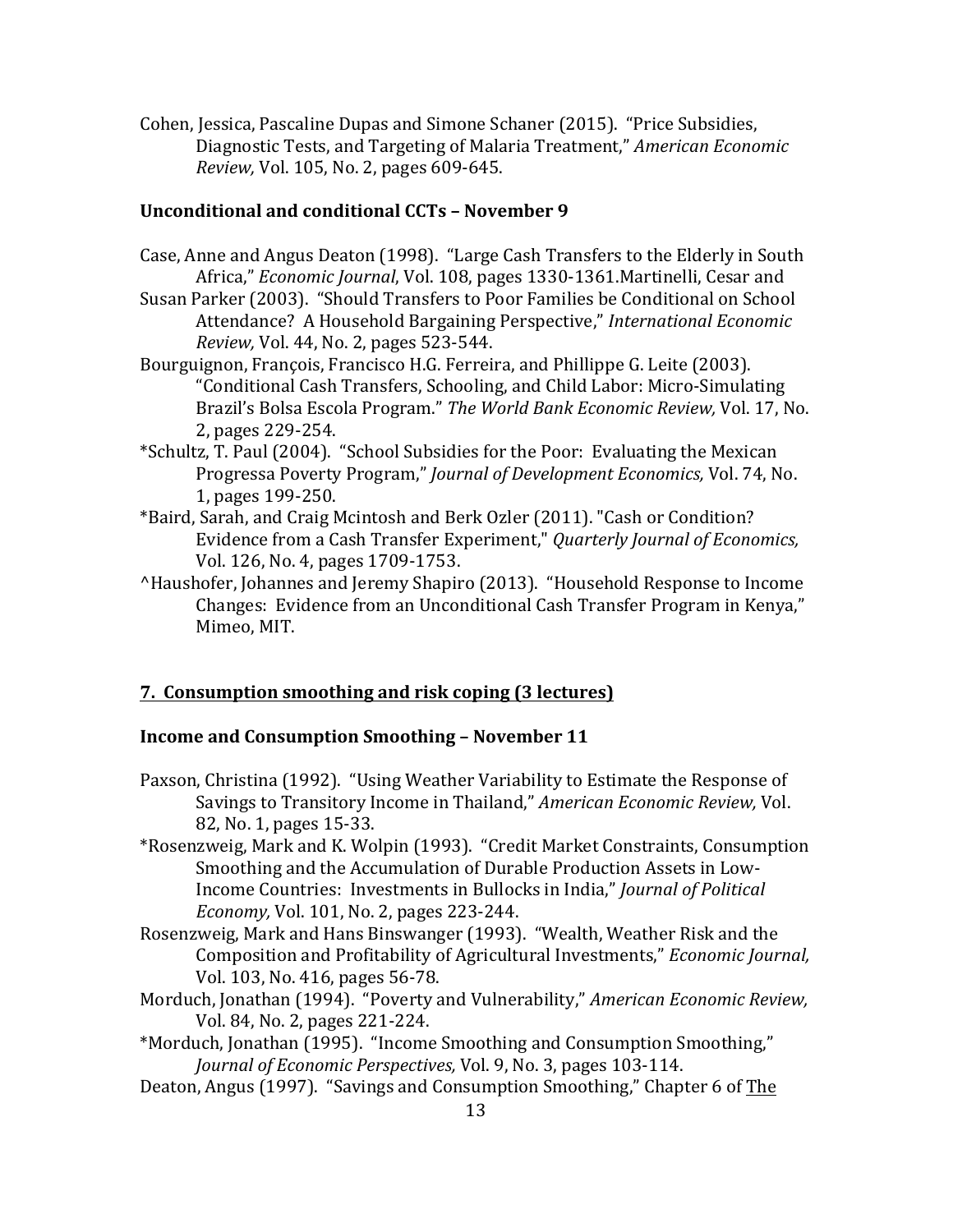Cohen, Jessica, Pascaline Dupas and Simone Schaner (2015). "Price Subsidies, Diagnostic Tests, and Targeting of Malaria Treatment," *American Economic Review,* Vol. 105, No. 2, pages 609-645.

### Unconditional and conditional CCTs – November 9

Case, Anne and Angus Deaton (1998). "Large Cash Transfers to the Elderly in South Africa," *Economic Journal*, Vol. 108, pages 1330-1361.Martinelli, Cesar and Susan Parker (2003). "Should Transfers to Poor Families be Conditional on School Attendance? A Household Bargaining Perspective," *International Economic Review,* Vol. 44, No. 2, pages 523-544.

Bourguignon, François, Francisco H.G. Ferreira, and Phillippe G. Leite (2003). "Conditional Cash Transfers, Schooling, and Child Labor: Micro-Simulating Brazil's Bolsa Escola Program." *The World Bank Economic Review,* Vol. 17, No. 2, pages 229-254.

*Schultz, T. Paul (2004). "School Subsidies for the Poor: Evaluating the Mexican Progressa Poverty Program," *Journal of Development Economics,* Vol. 74, No. 1, pages 199-250.

*Baird, Sarah, and Craig Mcintosh and Berk Ozler (2011). "Cash or Condition? Evidence from a Cash Transfer Experiment," *Quarterly Journal of Economics,* Vol. 126, No. 4, pages 1709-1753.

^Haushofer, Johannes and Jeremy Shapiro (2013). "Household Response to Income Changes: Evidence from an Unconditional Cash Transfer Program in Kenya," Mimeo, MIT.

## 7. Consumption smoothing and risk coping (3 lectures)

### Income and Consumption Smoothing – November 11

Paxson, Christina (1992). "Using Weather Variability to Estimate the Response of Savings to Transitory Income in Thailand," *American Economic Review,* Vol. 82, No. 1, pages 15-33.

*Rosenzweig, Mark and K. Wolpin (1993). "Credit Market Constraints, Consumption Smoothing and the Accumulation of Durable Production Assets in Low-Income Countries: Investments in Bullocks in India," *Journal of Political Economy,* Vol. 101, No. 2, pages 223-244.

Rosenzweig, Mark and Hans Binswanger (1993). "Wealth, Weather Risk and the Composition and Profitability of Agricultural Investments," *Economic Journal,* Vol. 103, No. 416, pages 56-78.

Morduch, Jonathan (1994). "Poverty and Vulnerability," *American Economic Review,* Vol. 84, No. 2, pages 221-224.

*Morduch, Jonathan (1995). "Income Smoothing and Consumption Smoothing," *Journal of Economic Perspectives,* Vol. 9, No. 3, pages 103-114.

Deaton, Angus (1997). "Savings and Consumption Smoothing," Chapter 6 of The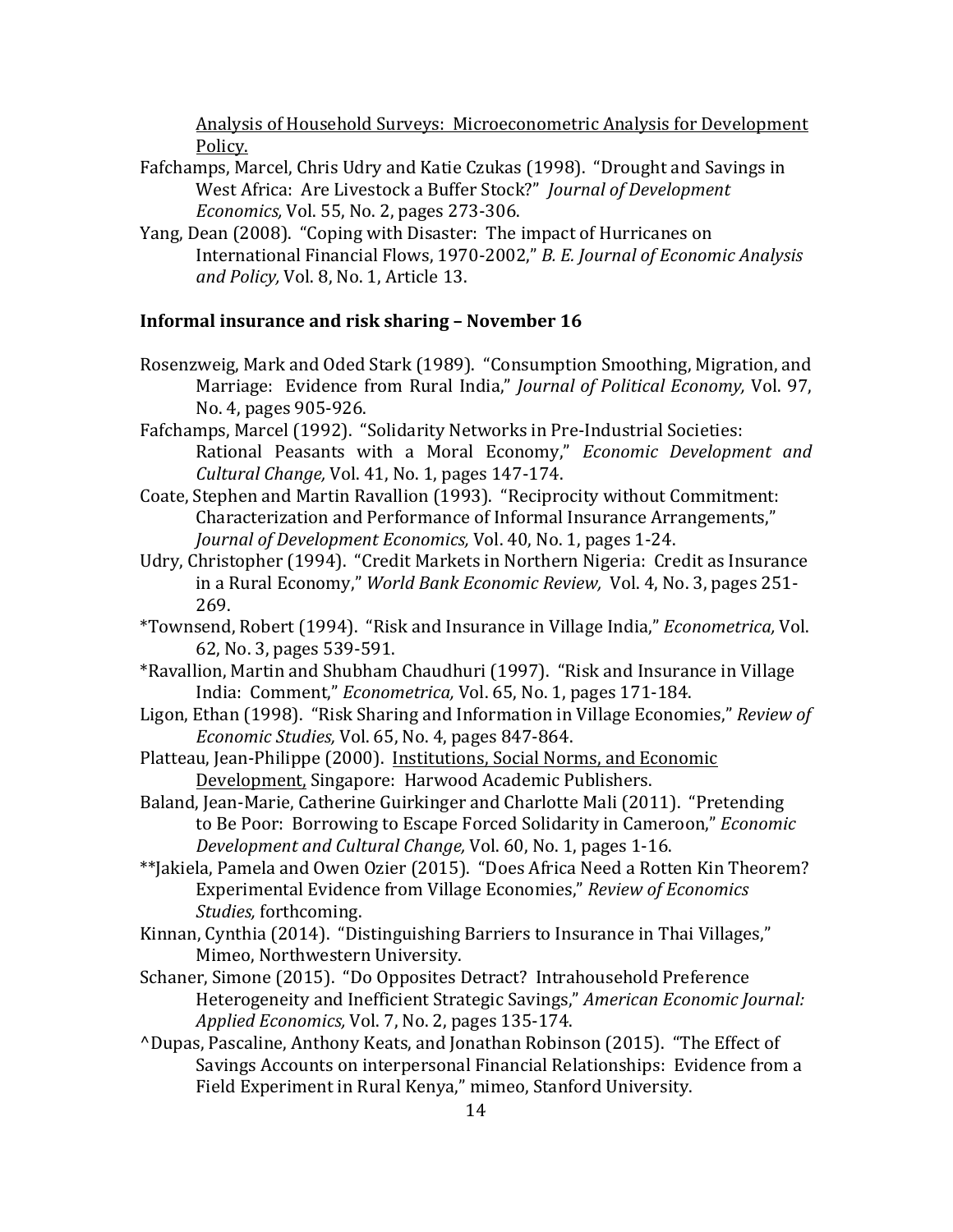Analysis of Household Surveys: Microeconometric Analysis for Development Policy.

Fafchamps, Marcel, Chris Udry and Katie Czukas (1998). "Drought and Savings in West Africa: Are Livestock a Buffer Stock?" *Journal of Development Economics,* Vol. 55, No. 2, pages 273-306.

Yang, Dean (2008). "Coping with Disaster: The impact of Hurricanes on International Financial Flows, 1970-2002," *B. E. Journal of Economic Analysis and Policy,* Vol. 8, No. 1, Article 13.

**Informal insurance and risk sharing – November 16**

Rosenzweig, Mark and Oded Stark (1989). "Consumption Smoothing, Migration, and Marriage: Evidence from Rural India," *Journal of Political Economy,* Vol. 97, No. 4, pages 905-926.

Fafchamps, Marcel (1992). "Solidarity Networks in Pre-Industrial Societies: Rational Peasants with a Moral Economy," *Economic Development and Cultural Change,* Vol. 41, No. 1, pages 147-174.

Coate, Stephen and Martin Ravallion (1993). "Reciprocity without Commitment: Characterization and Performance of Informal Insurance Arrangements," *Journal of Development Economics,* Vol. 40, No. 1, pages 1-24.

Udry, Christopher (1994). "Credit Markets in Northern Nigeria: Credit as Insurance in a Rural Economy," *World Bank Economic Review,* Vol. 4, No. 3, pages 251-269.

*Townsend, Robert (1994). "Risk and Insurance in Village India," *Econometrica,* Vol. 62, No. 3, pages 539-591.

*Ravallion, Martin and Shubham Chaudhuri (1997). "Risk and Insurance in Village India: Comment," *Econometrica,* Vol. 65, No. 1, pages 171-184.

Ligon, Ethan (1998). "Risk Sharing and Information in Village Economies," *Review of Economic Studies,* Vol. 65, No. 4, pages 847-864.

Platteau, Jean-Philippe (2000). Institutions, Social Norms, and Economic Development, Singapore: Harwood Academic Publishers.

Baland, Jean-Marie, Catherine Guirkinger and Charlotte Mali (2011). "Pretending to Be Poor: Borrowing to Escape Forced Solidarity in Cameroon," *Economic Development and Cultural Change,* Vol. 60, No. 1, pages 1-16.

**Jakiela, Pamela and Owen Ozier (2015). "Does Africa Need a Rotten Kin Theorem? Experimental Evidence from Village Economies," *Review of Economics Studies,* forthcoming.

Kinnan, Cynthia (2014). "Distinguishing Barriers to Insurance in Thai Villages," Mimeo, Northwestern University.

Schaner, Simone (2015). "Do Opposites Detract? Intrahousehold Preference Heterogeneity and Inefficient Strategic Savings," *American Economic Journal: Applied Economics,* Vol. 7, No. 2, pages 135-174.

^Dupas, Pascaline, Anthony Keats, and Jonathan Robinson (2015). "The Effect of Savings Accounts on interpersonal Financial Relationships: Evidence from a Field Experiment in Rural Kenya," mimeo, Stanford University.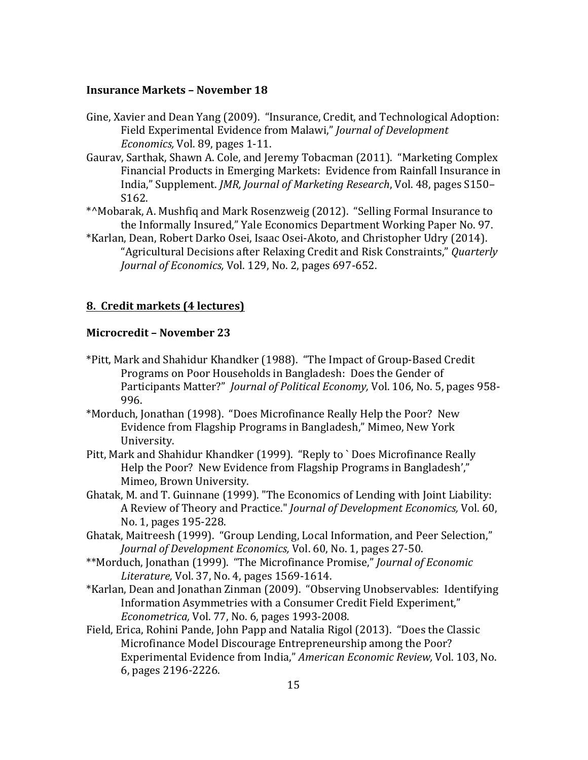**Insurance Markets – November 18**

Gine, Xavier and Dean Yang (2009). "Insurance, Credit, and Technological Adoption: Field Experimental Evidence from Malawi," *Journal of Development Economics,* Vol. 89, pages 1-11.

Gaurav, Sarthak, Shawn A. Cole, and Jeremy Tobacman (2011). "Marketing Complex Financial Products in Emerging Markets: Evidence from Rainfall Insurance in India," Supplement. *JMR, Journal of Marketing Research*, Vol. 48, pages S150–S162.

*^Mobarak, A. Mushfiq and Mark Rosenzweig (2012). "Selling Formal Insurance to the Informally Insured," Yale Economics Department Working Paper No. 97.

*Karlan, Dean, Robert Darko Osei, Isaac Osei-Akoto, and Christopher Udry (2014). "Agricultural Decisions after Relaxing Credit and Risk Constraints," *Quarterly Journal of Economics,* Vol. 129, No. 2, pages 697-652.

**8. Credit markets (4 lectures)**

**Microcredit – November 23**

*Pitt, Mark and Shahidur Khandker (1988). "The Impact of Group-Based Credit Programs on Poor Households in Bangladesh: Does the Gender of Participants Matter?" *Journal of Political Economy,* Vol. 106, No. 5, pages 958-996.

*Morduch, Jonathan (1998). "Does Microfinance Really Help the Poor? New Evidence from Flagship Programs in Bangladesh," Mimeo, New York University.

Pitt, Mark and Shahidur Khandker (1999). "Reply to `Does Microfinance Really Help the Poor? New Evidence from Flagship Programs in Bangladesh'," Mimeo, Brown University.

Ghatak, M. and T. Guinnane (1999). "The Economics of Lending with Joint Liability: A Review of Theory and Practice." *Journal of Development Economics,* Vol. 60, No. 1, pages 195-228.

Ghatak, Maitreesh (1999). "Group Lending, Local Information, and Peer Selection," *Journal of Development Economics,* Vol. 60, No. 1, pages 27-50.

**Morduch, Jonathan (1999). "The Microfinance Promise," *Journal of Economic Literature,* Vol. 37, No. 4, pages 1569-1614.

*Karlan, Dean and Jonathan Zinman (2009). "Observing Unobservables: Identifying Information Asymmetries with a Consumer Credit Field Experiment," *Econometrica,* Vol. 77, No. 6, pages 1993-2008.

Field, Erica, Rohini Pande, John Papp and Natalia Rigol (2013). "Does the Classic Microfinance Model Discourage Entrepreneurship among the Poor? Experimental Evidence from India," *American Economic Review,* Vol. 103, No. 6, pages 2196-2226.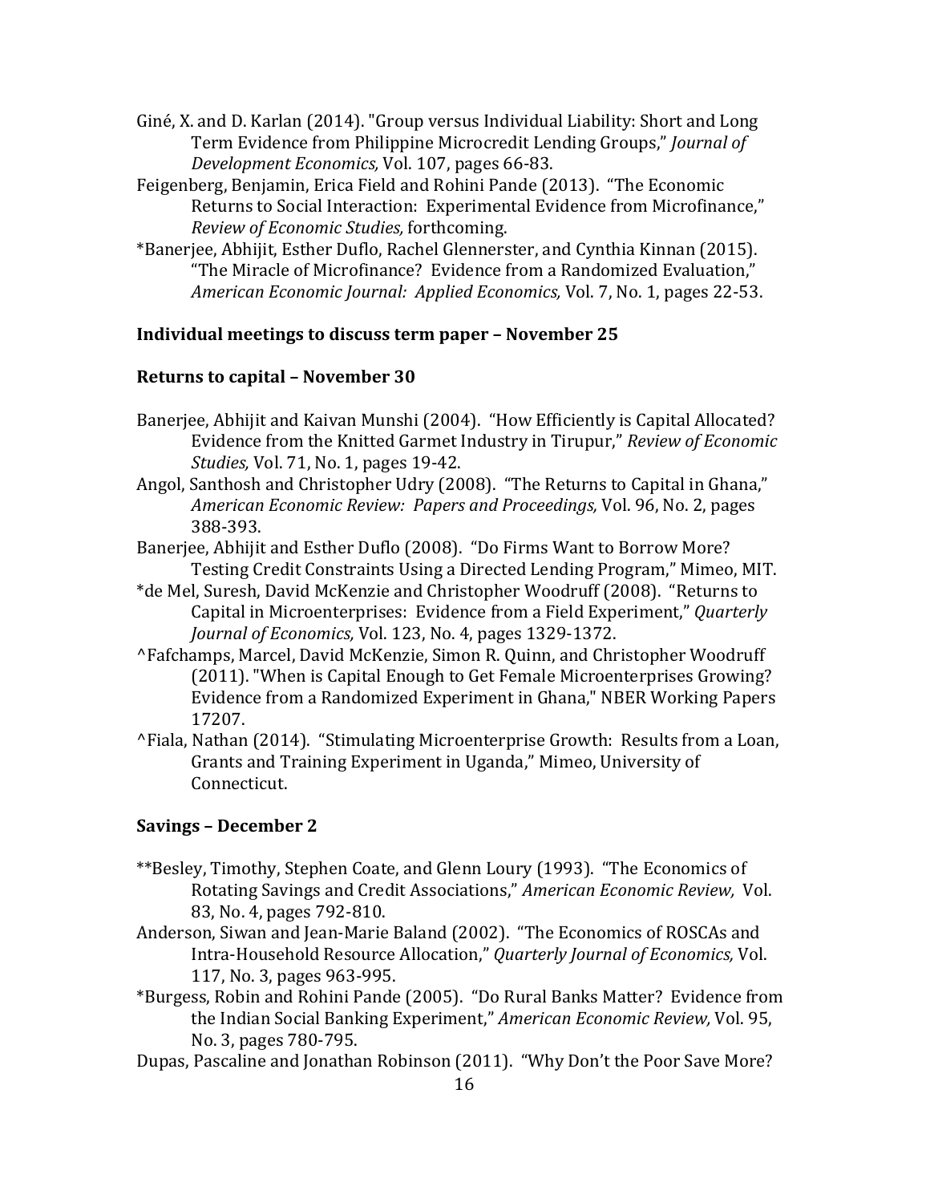Giné, X. and D. Karlan (2014). "Group versus Individual Liability: Short and Long Term Evidence from Philippine Microcredit Lending Groups," *Journal of Development Economics,* Vol. 107, pages 66-83.

Feigenberg, Benjamin, Erica Field and Rohini Pande (2013). "The Economic Returns to Social Interaction: Experimental Evidence from Microfinance," *Review of Economic Studies,* forthcoming.

*Banerjee, Abhijit, Esther Duflo, Rachel Glennerster, and Cynthia Kinnan (2015). "The Miracle of Microfinance? Evidence from a Randomized Evaluation," *American Economic Journal: Applied Economics,* Vol. 7, No. 1, pages 22-53.

**Individual meetings to discuss term paper – November 25**

**Returns to capital – November 30**

Banerjee, Abhijit and Kaivan Munshi (2004). "How Efficiently is Capital Allocated? Evidence from the Knitted Garmet Industry in Tirupur," *Review of Economic Studies,* Vol. 71, No. 1, pages 19-42.

Angol, Santhosh and Christopher Udry (2008). "The Returns to Capital in Ghana," *American Economic Review: Papers and Proceedings,* Vol. 96, No. 2, pages 388-393.

Banerjee, Abhijit and Esther Duflo (2008). "Do Firms Want to Borrow More? Testing Credit Constraints Using a Directed Lending Program," Mimeo, MIT.

*de Mel, Suresh, David McKenzie and Christopher Woodruff (2008). "Returns to Capital in Microenterprises: Evidence from a Field Experiment," *Quarterly Journal of Economics,* Vol. 123, No. 4, pages 1329-1372.

^Fafchamps, Marcel, David McKenzie, Simon R. Quinn, and Christopher Woodruff (2011). "When is Capital Enough to Get Female Microenterprises Growing? Evidence from a Randomized Experiment in Ghana," NBER Working Papers 17207.

^Fiala, Nathan (2014). "Stimulating Microenterprise Growth: Results from a Loan, Grants and Training Experiment in Uganda," Mimeo, University of Connecticut.

**Savings – December 2**

**Besley, Timothy, Stephen Coate, and Glenn Loury (1993). "The Economics of Rotating Savings and Credit Associations," *American Economic Review,* Vol. 83, No. 4, pages 792-810.

Anderson, Siwan and Jean-Marie Baland (2002). "The Economics of ROSCAs and Intra-Household Resource Allocation," *Quarterly Journal of Economics,* Vol. 117, No. 3, pages 963-995.

*Burgess, Robin and Rohini Pande (2005). "Do Rural Banks Matter? Evidence from the Indian Social Banking Experiment," *American Economic Review,* Vol. 95, No. 3, pages 780-795.

Dupas, Pascaline and Jonathan Robinson (2011). "Why Don't the Poor Save More?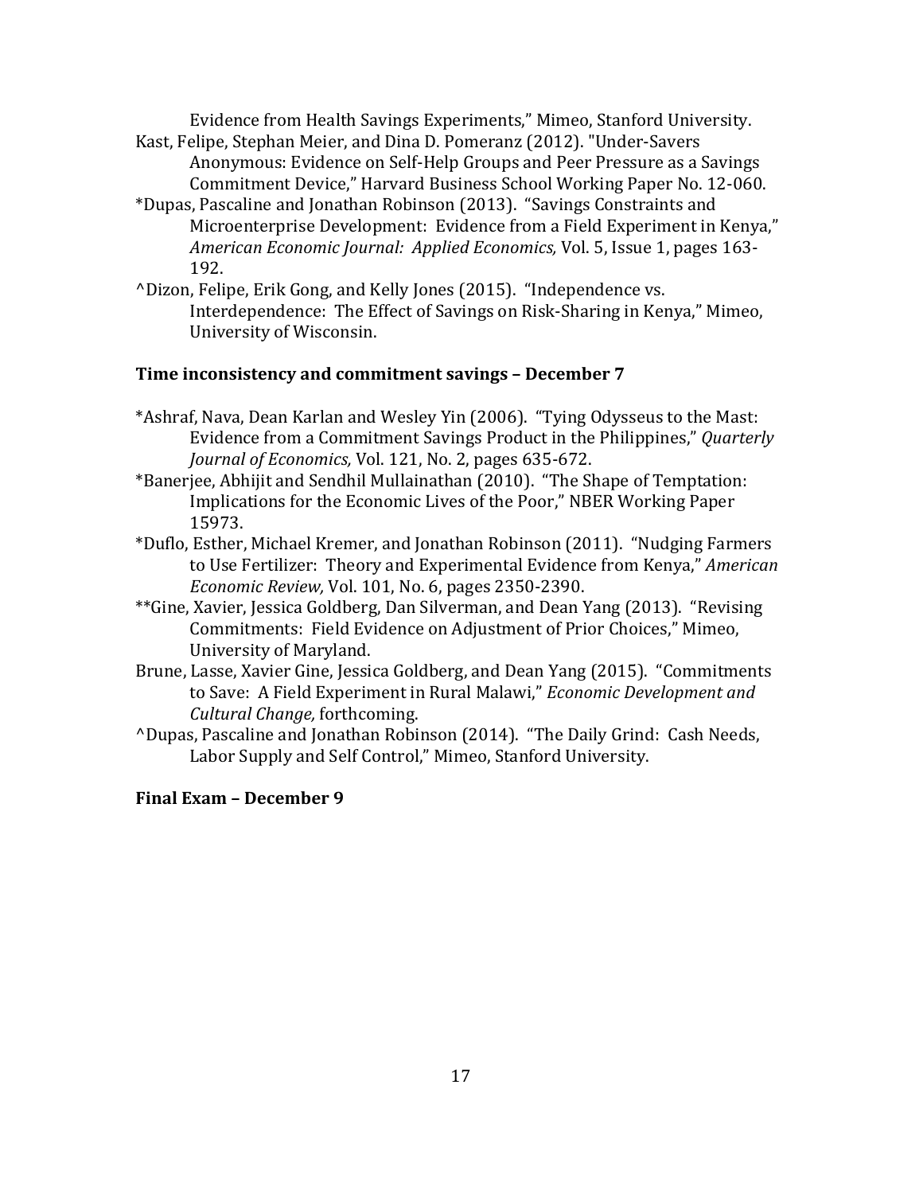Evidence from Health Savings Experiments," Mimeo, Stanford University.

Kast, Felipe, Stephan Meier, and Dina D. Pomeranz (2012). "Under-Savers Anonymous: Evidence on Self-Help Groups and Peer Pressure as a Savings Commitment Device," Harvard Business School Working Paper No. 12-060.

*Dupas, Pascaline and Jonathan Robinson (2013). "Savings Constraints and Microenterprise Development: Evidence from a Field Experiment in Kenya," *American Economic Journal: Applied Economics,* Vol. 5, Issue 1, pages 163-192.

^Dizon, Felipe, Erik Gong, and Kelly Jones (2015). "Independence vs. Interdependence: The Effect of Savings on Risk-Sharing in Kenya," Mimeo, University of Wisconsin.

**Time inconsistency and commitment savings – December 7**

*Ashraf, Nava, Dean Karlan and Wesley Yin (2006). "Tying Odysseus to the Mast: Evidence from a Commitment Savings Product in the Philippines," *Quarterly Journal of Economics,* Vol. 121, No. 2, pages 635-672.

*Banerjee, Abhijit and Sendhil Mullainathan (2010). "The Shape of Temptation: Implications for the Economic Lives of the Poor," NBER Working Paper 15973.

*Duflo, Esther, Michael Kremer, and Jonathan Robinson (2011). "Nudging Farmers to Use Fertilizer: Theory and Experimental Evidence from Kenya," *American Economic Review,* Vol. 101, No. 6, pages 2350-2390.

**Gine, Xavier, Jessica Goldberg, Dan Silverman, and Dean Yang (2013). "Revising Commitments: Field Evidence on Adjustment of Prior Choices," Mimeo, University of Maryland.

Brune, Lasse, Xavier Gine, Jessica Goldberg, and Dean Yang (2015). "Commitments to Save: A Field Experiment in Rural Malawi," *Economic Development and Cultural Change,* forthcoming.

^Dupas, Pascaline and Jonathan Robinson (2014). "The Daily Grind: Cash Needs, Labor Supply and Self Control," Mimeo, Stanford University.

**Final Exam – December 9**